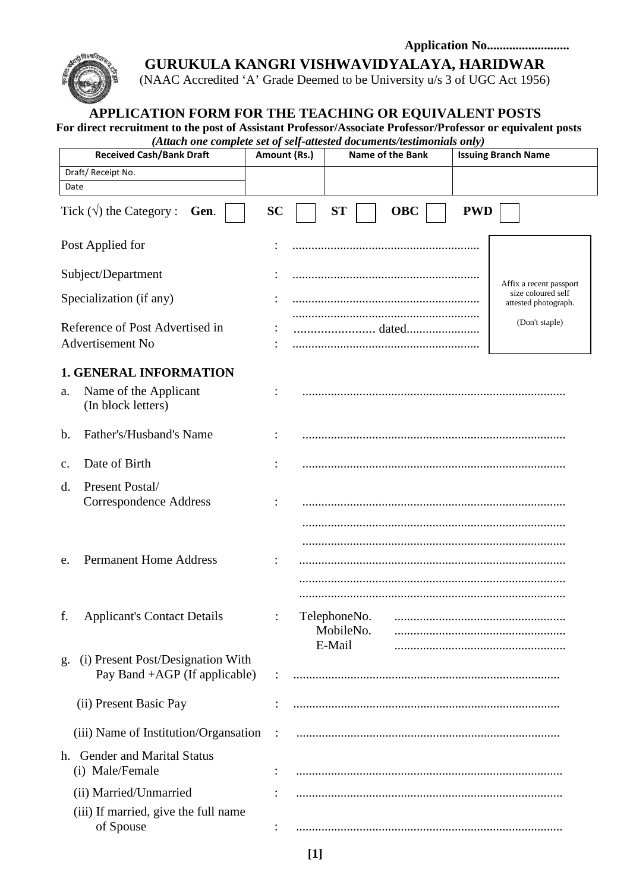**Application No..........................**

# GURUKULA KANGRI VISHWAVIDYALAYA, HARIDWAR

(NAAC Accredited 'A' Grade Deemed to be University u/s 3 of UGC Act 1956)

## APPLICATION FORM FOR THE TEACHING OR EQUIVALENT POSTS

**For direct recruitment to the post of Assistant Professor/Associate Professor/Professor or equivalent posts**

***(Attach one complete set of self-attested documents/testimonials only)***

| Received Cash/Bank Draft | Amount (Rs.) | Name of the Bank | Issuing Branch Name |
|---|---|---|---|
| Draft/ Receipt No. | | | |
| Date | | | |

Tick (√) the Category : **Gen.** ☐ **SC** ☐ **ST** ☐ **OBC** ☐ **PWD** ☐

Post Applied for : ..........................................................

Subject/Department : ..........................................................

Specialization (if any) : ..........................................................

..........................................................

Reference of Post Advertised in : ........................ dated.......................

Advertisement No : ..........................................................

Affix a recent passport size coloured self attested photograph.

(Don't staple)

### 1. GENERAL INFORMATION

a. Name of the Applicant (In block letters) : ..................................................................................

b. Father's/Husband's Name : ..................................................................................

c. Date of Birth : ..................................................................................

d. Present Postal/ Correspondence Address : ..................................................................................

..................................................................................

..................................................................................

e. Permanent Home Address : ..................................................................................

..................................................................................

..................................................................................

f. Applicant's Contact Details : TelephoneNo. ......................................................
MobileNo. ......................................................
E-Mail ......................................................

g. (i) Present Post/Designation With Pay Band +AGP (If applicable) : ..................................................................................

(ii) Present Basic Pay : ..................................................................................

(iii) Name of Institution/Organsation : ..................................................................................

h. Gender and Marital Status

(i) Male/Female : ..................................................................................

(ii) Married/Unmarried : ..................................................................................

(iii) If married, give the full name of Spouse : ..................................................................................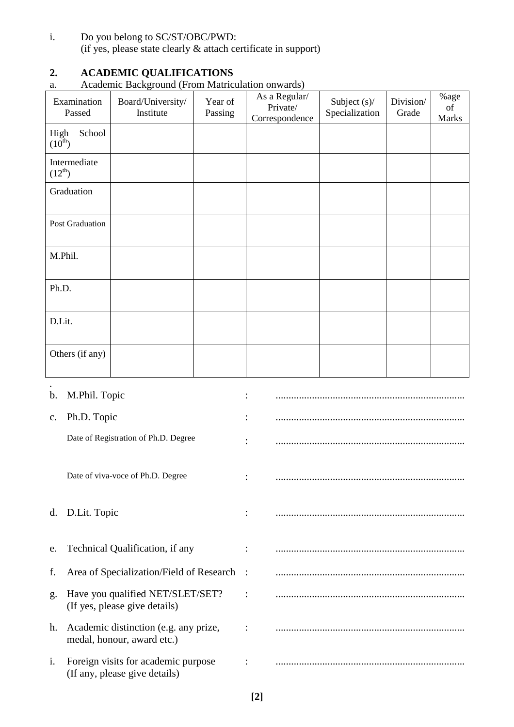i. Do you belong to SC/ST/OBC/PWD:
(if yes, please state clearly & attach certificate in support)

## 2. ACADEMIC QUALIFICATIONS

a. Academic Background (From Matriculation onwards)

| Examination Passed | Board/University/ Institute | Year of Passing | As a Regular/ Private/ Correspondence | Subject (s)/ Specialization | Division/ Grade | %age of Marks |
|---|---|---|---|---|---|---|
| High School ($10^{th}$) | | | | | | |
| Intermediate ($12^{th}$) | | | | | | |
| Graduation | | | | | | |
| Post Graduation | | | | | | |
| M.Phil. | | | | | | |
| Ph.D. | | | | | | |
| D.Lit. | | | | | | |
| Others (if any) | | | | | | |

b. M.Phil. Topic : ........................................................................

c. Ph.D. Topic : ........................................................................

Date of Registration of Ph.D. Degree : ........................................................................

Date of viva-voce of Ph.D. Degree : ........................................................................

d. D.Lit. Topic : ........................................................................

e. Technical Qualification, if any : ........................................................................

f. Area of Specialization/Field of Research : ........................................................................

g. Have you qualified NET/SLET/SET? (If yes, please give details) : ........................................................................

h. Academic distinction (e.g. any prize, medal, honour, award etc.) : ........................................................................

i. Foreign visits for academic purpose (If any, please give details) : ........................................................................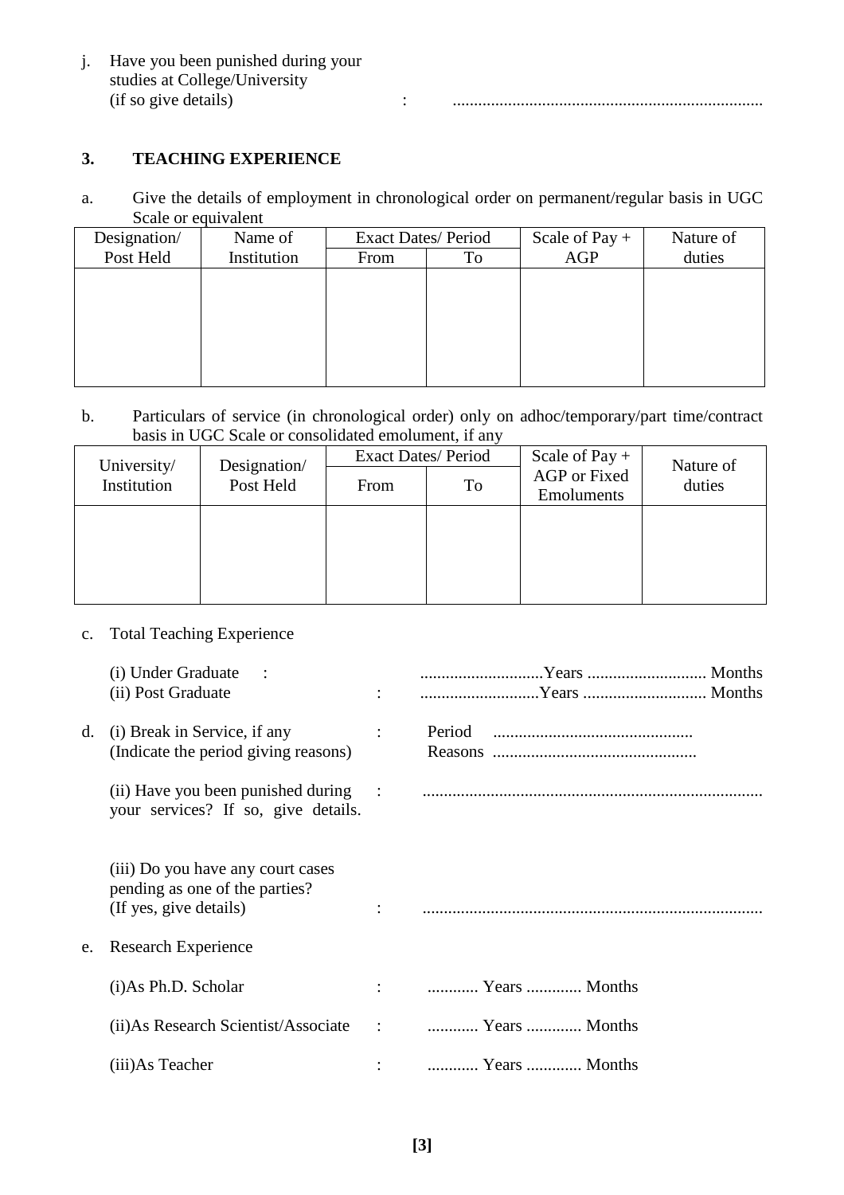j. Have you been punished during your studies at College/University (if so give details) : ........................................................................

## 3. TEACHING EXPERIENCE

a. Give the details of employment in chronological order on permanent/regular basis in UGC Scale or equivalent

| Designation/ Post Held | Name of Institution | Exact Dates/ Period | | Scale of Pay + AGP | Nature of duties |
|---|---|---|---|---|---|
| | | From | To | | |
| | | | | | |

b. Particulars of service (in chronological order) only on adhoc/temporary/part time/contract basis in UGC Scale or consolidated emolument, if any

| University/ Institution | Designation/ Post Held | Exact Dates/ Period | | Scale of Pay + AGP or Fixed Emoluments | Nature of duties |
|---|---|---|---|---|---|
| | | From | To | | |
| | | | | | |

c. Total Teaching Experience

(i) Under Graduate : .............................Years ............................ Months
(ii) Post Graduate : ............................Years ............................ Months

d. (i) Break in Service, if any (Indicate the period giving reasons) : Period ..............................................
Reasons ...............................................

(ii) Have you been punished during your services? If so, give details. : ...............................................................................

(iii) Do you have any court cases pending as one of the parties? (If yes, give details) : ...............................................................................

e. Research Experience

(i)As Ph.D. Scholar : ............ Years ............. Months

(ii)As Research Scientist/Associate : ............ Years ............. Months

(iii)As Teacher : ............ Years ............. Months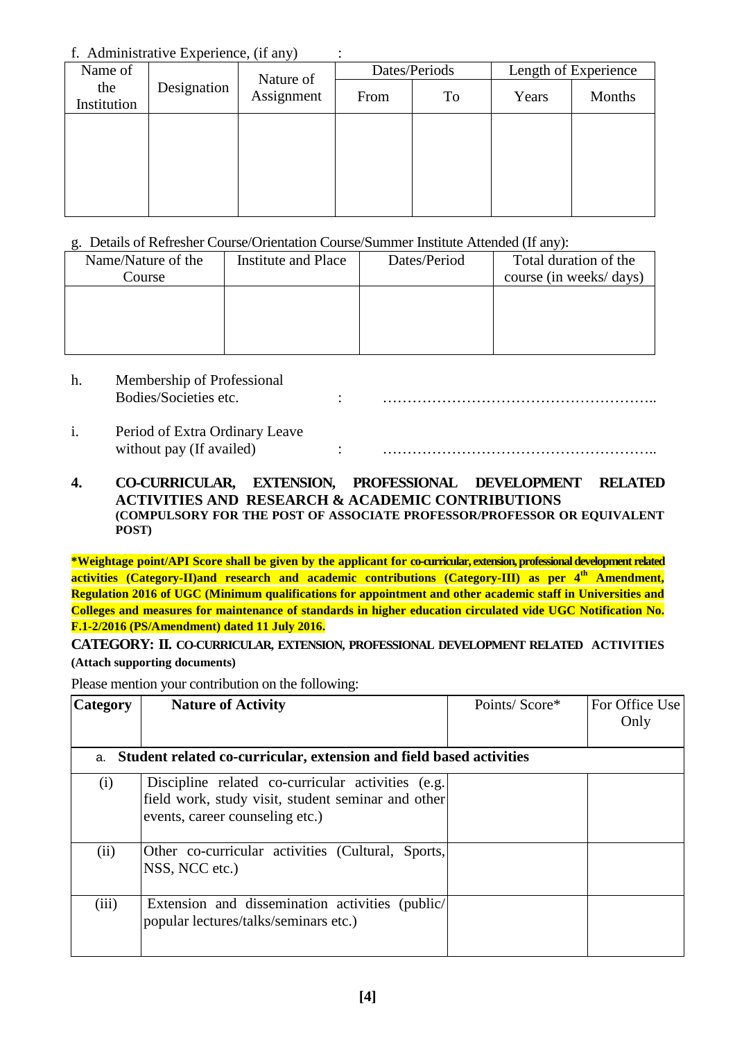f. Administrative Experience, (if any) :

| Name of the Institution | Designation | Nature of Assignment | Dates/Periods | | Length of Experience | |
|---|---|---|---|---|---|---|
| | | | From | To | Years | Months |
| | | | | | | |

g. Details of Refresher Course/Orientation Course/Summer Institute Attended (If any):

| Name/Nature of the Course | Institute and Place | Dates/Period | Total duration of the course (in weeks/ days) |
|---|---|---|---|
| | | | |

h. Membership of Professional Bodies/Societies etc. : ………………………………………………..

i. Period of Extra Ordinary Leave without pay (If availed) : ………………………………………………..

**4. CO-CURRICULAR, EXTENSION, PROFESSIONAL DEVELOPMENT RELATED ACTIVITIES AND RESEARCH & ACADEMIC CONTRIBUTIONS**
**(COMPULSORY FOR THE POST OF ASSOCIATE PROFESSOR/PROFESSOR OR EQUIVALENT POST)**

**\*Weightage point/API Score shall be given by the applicant for co-curricular, extension, professional development related activities (Category-II)and research and academic contributions (Category-III) as per 4th Amendment, Regulation 2016 of UGC (Minimum qualifications for appointment and other academic staff in Universities and Colleges and measures for maintenance of standards in higher education circulated vide UGC Notification No. F.1-2/2016 (PS/Amendment) dated 11 July 2016.**

**CATEGORY: II. CO-CURRICULAR, EXTENSION, PROFESSIONAL DEVELOPMENT RELATED ACTIVITIES (Attach supporting documents)**

Please mention your contribution on the following:

| **Category** | **Nature of Activity** | Points/ Score* | For Office Use Only |
|---|---|---|---|
| a. **Student related co-curricular, extension and field based activities** | | | |
| (i) | Discipline related co-curricular activities (e.g. field work, study visit, student seminar and other events, career counseling etc.) | | |
| (ii) | Other co-curricular activities (Cultural, Sports, NSS, NCC etc.) | | |
| (iii) | Extension and dissemination activities (public/ popular lectures/talks/seminars etc.) | | |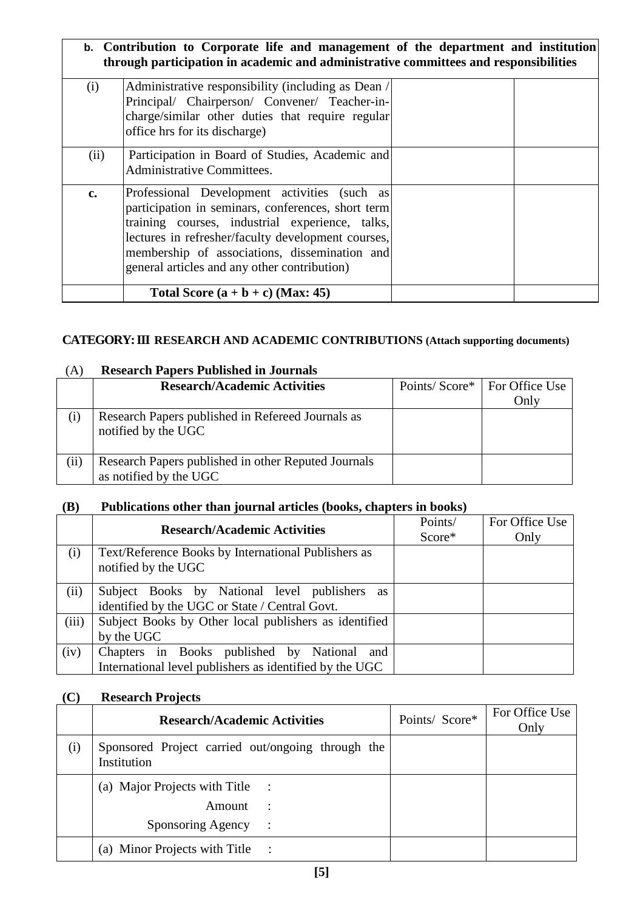| b. Contribution to Corporate life and management of the department and institution through participation in academic and administrative committees and responsibilities | | | |
|---|---|---|---|
| (i) | Administrative responsibility (including as Dean / Principal/ Chairperson/ Convener/ Teacher-in-charge/similar other duties that require regular office hrs for its discharge) | | |
| (ii) | Participation in Board of Studies, Academic and Administrative Committees. | | |
| **c.** | Professional Development activities (such as participation in seminars, conferences, short term training courses, industrial experience, talks, lectures in refresher/faculty development courses, membership of associations, dissemination and general articles and any other contribution) | | |
| | **Total Score (a + b + c) (Max: 45)** | | |

**CATEGORY: III RESEARCH AND ACADEMIC CONTRIBUTIONS (Attach supporting documents)**

(A) **Research Papers Published in Journals**

| | Research/Academic Activities | Points/ Score* | For Office Use Only |
|---|---|---|---|
| (i) | Research Papers published in Refereed Journals as notified by the UGC | | |
| (ii) | Research Papers published in other Reputed Journals as notified by the UGC | | |

**(B) Publications other than journal articles (books, chapters in books)**

| | Research/Academic Activities | Points/ Score* | For Office Use Only |
|---|---|---|---|
| (i) | Text/Reference Books by International Publishers as notified by the UGC | | |
| (ii) | Subject Books by National level publishers as identified by the UGC or State / Central Govt. | | |
| (iii) | Subject Books by Other local publishers as identified by the UGC | | |
| (iv) | Chapters in Books published by National and International level publishers as identified by the UGC | | |

**(C) Research Projects**

| | Research/Academic Activities | Points/ Score* | For Office Use Only |
|---|---|---|---|
| (i) | Sponsored Project carried out/ongoing through the Institution | | |
| | (a) Major Projects with Title : <br> Amount : <br> Sponsoring Agency : | | |
| | (a) Minor Projects with Title : | | |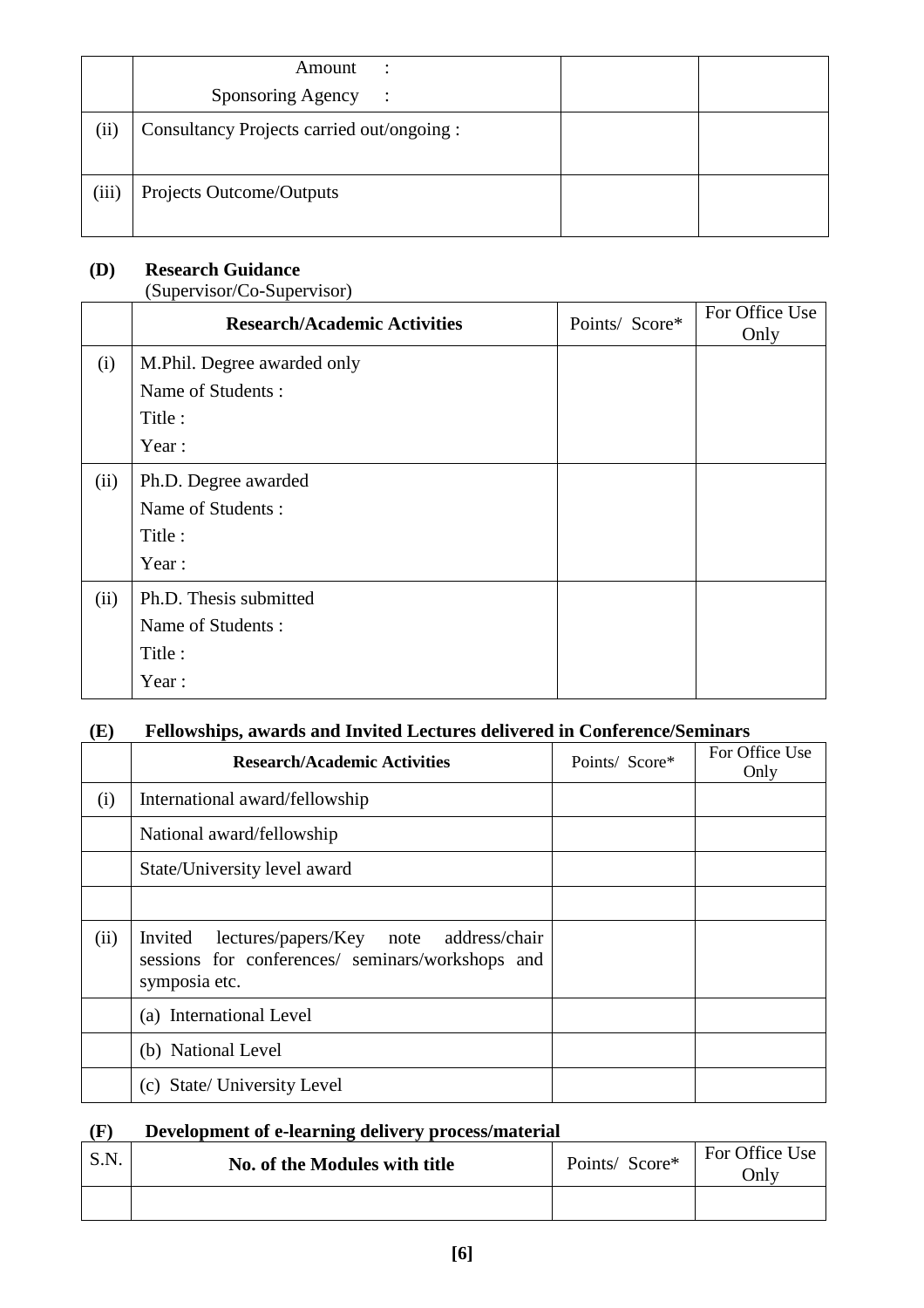|  |  |  |  |
|---|---|---|---|
|  | Amount :<br>Sponsoring Agency : |  |  |
| (ii) | Consultancy Projects carried out/ongoing : |  |  |
| (iii) | Projects Outcome/Outputs |  |  |

**(D) Research Guidance**
(Supervisor/Co-Supervisor)

|  | **Research/Academic Activities** | Points/ Score* | For Office Use Only |
|---|---|---|---|
| (i) | M.Phil. Degree awarded only<br>Name of Students :<br>Title :<br>Year : |  |  |
| (ii) | Ph.D. Degree awarded<br>Name of Students :<br>Title :<br>Year : |  |  |
| (ii) | Ph.D. Thesis submitted<br>Name of Students :<br>Title :<br>Year : |  |  |

**(E) Fellowships, awards and Invited Lectures delivered in Conference/Seminars**

|  | **Research/Academic Activities** | Points/ Score* | For Office Use Only |
|---|---|---|---|
| (i) | International award/fellowship |  |  |
|  | National award/fellowship |  |  |
|  | State/University level award |  |  |
|  |  |  |  |
| (ii) | Invited lectures/papers/Key note address/chair sessions for conferences/ seminars/workshops and symposia etc. |  |  |
|  | (a) International Level |  |  |
|  | (b) National Level |  |  |
|  | (c) State/ University Level |  |  |

**(F) Development of e-learning delivery process/material**

| S.N. | **No. of the Modules with title** | Points/ Score* | For Office Use Only |
|---|---|---|---|
|  |  |  |  |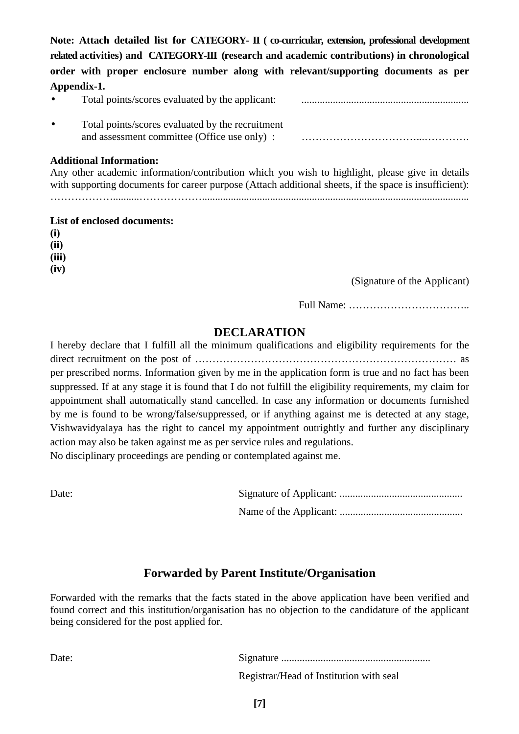**Note: Attach detailed list for CATEGORY- II ( co-curricular, extension, professional development related activities) and CATEGORY-III (research and academic contributions) in chronological order with proper enclosure number along with relevant/supporting documents as per Appendix-1.**

- Total points/scores evaluated by the applicant: ................................................................
- Total points/scores evaluated by the recruitment and assessment committee (Office use only) : ……………………………...………….

**Additional Information:**

Any other academic information/contribution which you wish to highlight, please give in details with supporting documents for career purpose (Attach additional sheets, if the space is insufficient): ……………….........………………......................................................................................................

**List of enclosed documents:**

**(i)**

**(ii)**

**(iii)**

**(iv)**

(Signature of the Applicant)

Full Name: ……………………………..

## DECLARATION

I hereby declare that I fulfill all the minimum qualifications and eligibility requirements for the direct recruitment on the post of ………………………………………………………………… as per prescribed norms. Information given by me in the application form is true and no fact has been suppressed. If at any stage it is found that I do not fulfill the eligibility requirements, my claim for appointment shall automatically stand cancelled. In case any information or documents furnished by me is found to be wrong/false/suppressed, or if anything against me is detected at any stage, Vishwavidyalaya has the right to cancel my appointment outrightly and further any disciplinary action may also be taken against me as per service rules and regulations.

No disciplinary proceedings are pending or contemplated against me.

Date:

Signature of Applicant: ...............................................

Name of the Applicant: ...............................................

## Forwarded by Parent Institute/Organisation

Forwarded with the remarks that the facts stated in the above application have been verified and found correct and this institution/organisation has no objection to the candidature of the applicant being considered for the post applied for.

Date:

Signature .........................................................

Registrar/Head of Institution with seal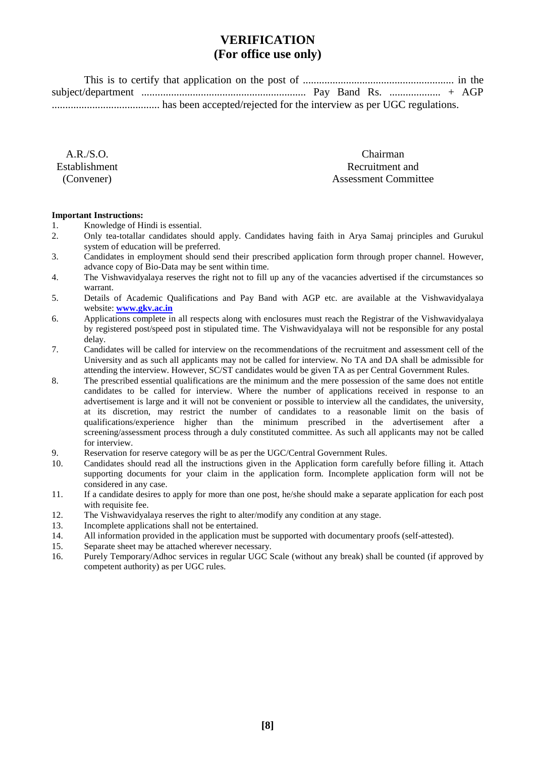# VERIFICATION
## (For office use only)

This is to certify that application on the post of ........................................................ in the subject/department ............................................................ Pay Band Rs. ................... + AGP ........................................ has been accepted/rejected for the interview as per UGC regulations.

| | |
|---|---|
| A.R./S.O. | Chairman |
| Establishment | Recruitment and |
| (Convener) | Assessment Committee |

**Important Instructions:**

1. Knowledge of Hindi is essential.
2. Only tea-totallar candidates should apply. Candidates having faith in Arya Samaj principles and Gurukul system of education will be preferred.
3. Candidates in employment should send their prescribed application form through proper channel. However, advance copy of Bio-Data may be sent within time.
4. The Vishwavidyalaya reserves the right not to fill up any of the vacancies advertised if the circumstances so warrant.
5. Details of Academic Qualifications and Pay Band with AGP etc. are available at the Vishwavidyalaya website: **www.gkv.ac.in**
6. Applications complete in all respects along with enclosures must reach the Registrar of the Vishwavidyalaya by registered post/speed post in stipulated time. The Vishwavidyalaya will not be responsible for any postal delay.
7. Candidates will be called for interview on the recommendations of the recruitment and assessment cell of the University and as such all applicants may not be called for interview. No TA and DA shall be admissible for attending the interview. However, SC/ST candidates would be given TA as per Central Government Rules.
8. The prescribed essential qualifications are the minimum and the mere possession of the same does not entitle candidates to be called for interview. Where the number of applications received in response to an advertisement is large and it will not be convenient or possible to interview all the candidates, the university, at its discretion, may restrict the number of candidates to a reasonable limit on the basis of qualifications/experience higher than the minimum prescribed in the advertisement after a screening/assessment process through a duly constituted committee. As such all applicants may not be called for interview.
9. Reservation for reserve category will be as per the UGC/Central Government Rules.
10. Candidates should read all the instructions given in the Application form carefully before filling it. Attach supporting documents for your claim in the application form. Incomplete application form will not be considered in any case.
11. If a candidate desires to apply for more than one post, he/she should make a separate application for each post with requisite fee.
12. The Vishwavidyalaya reserves the right to alter/modify any condition at any stage.
13. Incomplete applications shall not be entertained.
14. All information provided in the application must be supported with documentary proofs (self-attested).
15. Separate sheet may be attached wherever necessary.
16. Purely Temporary/Adhoc services in regular UGC Scale (without any break) shall be counted (if approved by competent authority) as per UGC rules.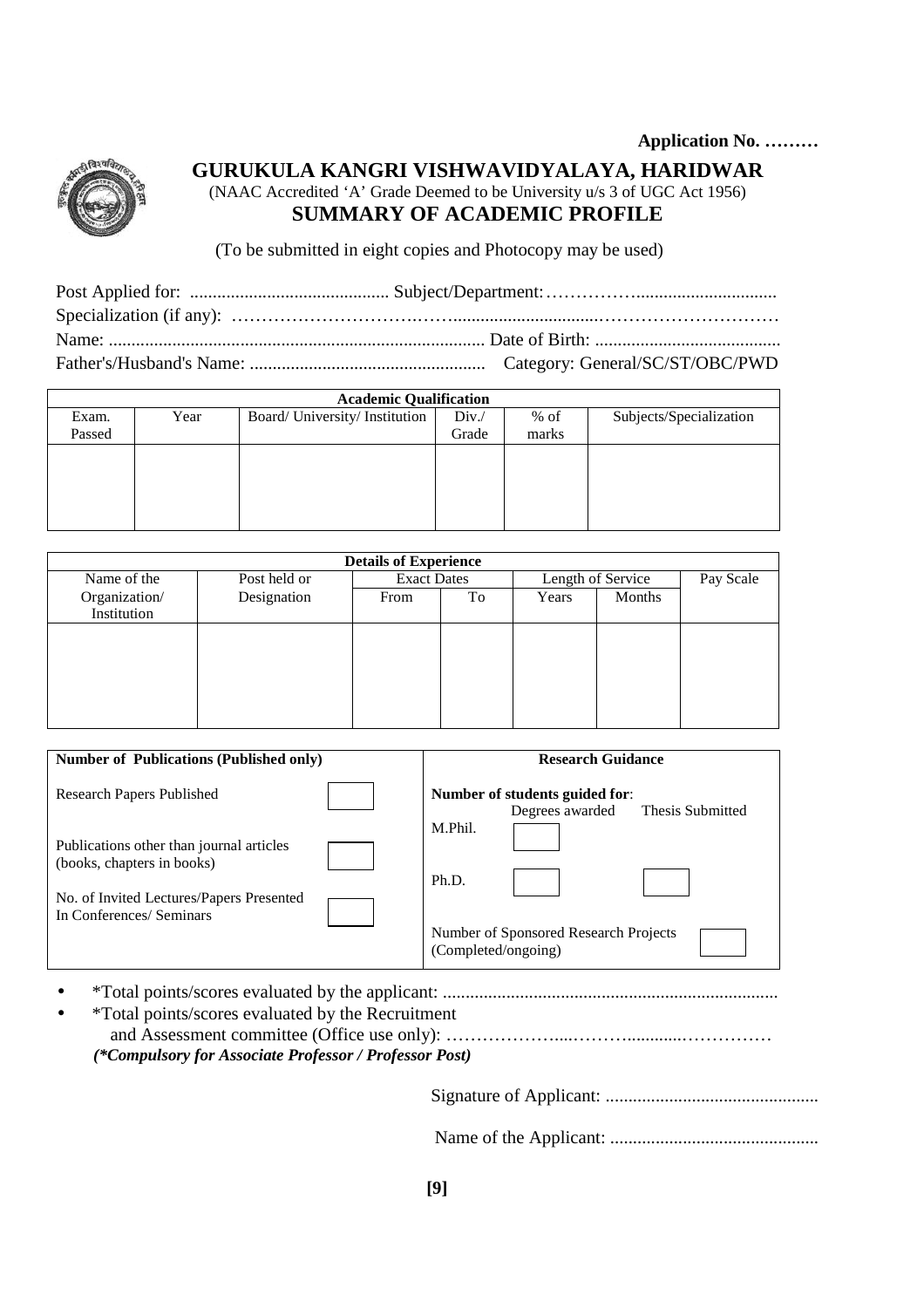**Application No. ………**

# GURUKULA KANGRI VISHWAVIDYALAYA, HARIDWAR

(NAAC Accredited 'A' Grade Deemed to be University u/s 3 of UGC Act 1956)

## SUMMARY OF ACADEMIC PROFILE

(To be submitted in eight copies and Photocopy may be used)

Post Applied for: ............................................ Subject/Department:……………..............................

Specialization (if any): ……………………….……...............................…………………………

Name: .................................................................................. Date of Birth: .........................................

Father's/Husband's Name: .................................................... Category: General/SC/ST/OBC/PWD

| Academic Qualification | | | | | |
|---|---|---|---|---|---|
| Exam. Passed | Year | Board/ University/ Institution | Div./ Grade | % of marks | Subjects/Specialization |
| | | | | | |

| Details of Experience | | | | | | |
|---|---|---|---|---|---|---|
| Name of the Organization/ Institution | Post held or Designation | Exact Dates | | Length of Service | | Pay Scale |
| | | From | To | Years | Months | |
| | | | | | | |

| Number of Publications (Published only) | | Research Guidance | | |
|---|---|---|---|---|
| Research Papers Published | | Number of students guided for: | Degrees awarded | Thesis Submitted |
| Publications other than journal articles (books, chapters in books) | | M.Phil. | | |
| No. of Invited Lectures/Papers Presented In Conferences/ Seminars | | Ph.D. | | |
| | | Number of Sponsored Research Projects (Completed/ongoing) | | |

- *Total points/scores evaluated by the applicant: .........................................................................
- *Total points/scores evaluated by the Recruitment and Assessment committee (Office use only): …………………....………............……………

*(*Compulsory for Associate Professor / Professor Post)*

Signature of Applicant: ...............................................

Name of the Applicant: .............................................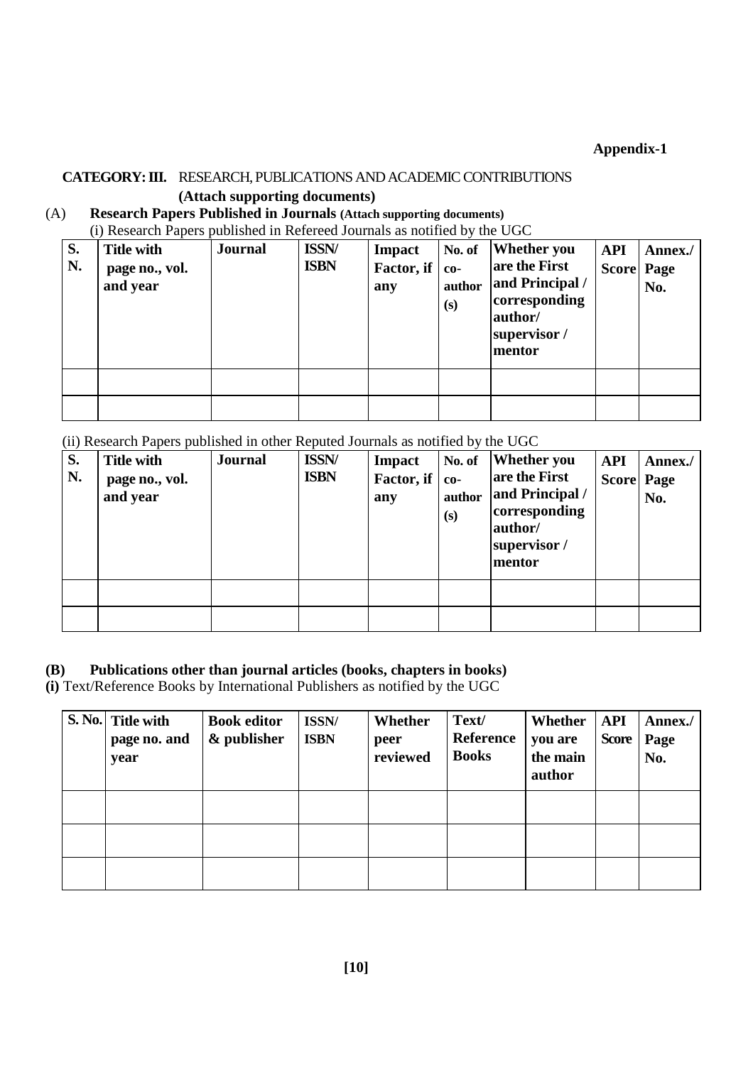**Appendix-1**

**CATEGORY: III.** RESEARCH, PUBLICATIONS AND ACADEMIC CONTRIBUTIONS

**(Attach supporting documents)**

(A) **Research Papers Published in Journals (Attach supporting documents)**

(i) Research Papers published in Refereed Journals as notified by the UGC

| S. N. | Title with page no., vol. and year | Journal | ISSN/ ISBN | Impact Factor, if any | No. of co-author (s) | Whether you are the First and Principal / corresponding author/ supervisor / mentor | API Score | Annex./ Page No. |
|---|---|---|---|---|---|---|---|---|
| | | | | | | | | |
| | | | | | | | | |

(ii) Research Papers published in other Reputed Journals as notified by the UGC

| S. N. | Title with page no., vol. and year | Journal | ISSN/ ISBN | Impact Factor, if any | No. of co-author (s) | Whether you are the First and Principal / corresponding author/ supervisor / mentor | API Score | Annex./ Page No. |
|---|---|---|---|---|---|---|---|---|
| | | | | | | | | |
| | | | | | | | | |

**(B) Publications other than journal articles (books, chapters in books)**

**(i)** Text/Reference Books by International Publishers as notified by the UGC

| S. No. | Title with page no. and year | Book editor & publisher | ISSN/ ISBN | Whether peer reviewed | Text/ Reference Books | Whether you are the main author | API Score | Annex./ Page No. |
|---|---|---|---|---|---|---|---|---|
| | | | | | | | | |
| | | | | | | | | |
| | | | | | | | | |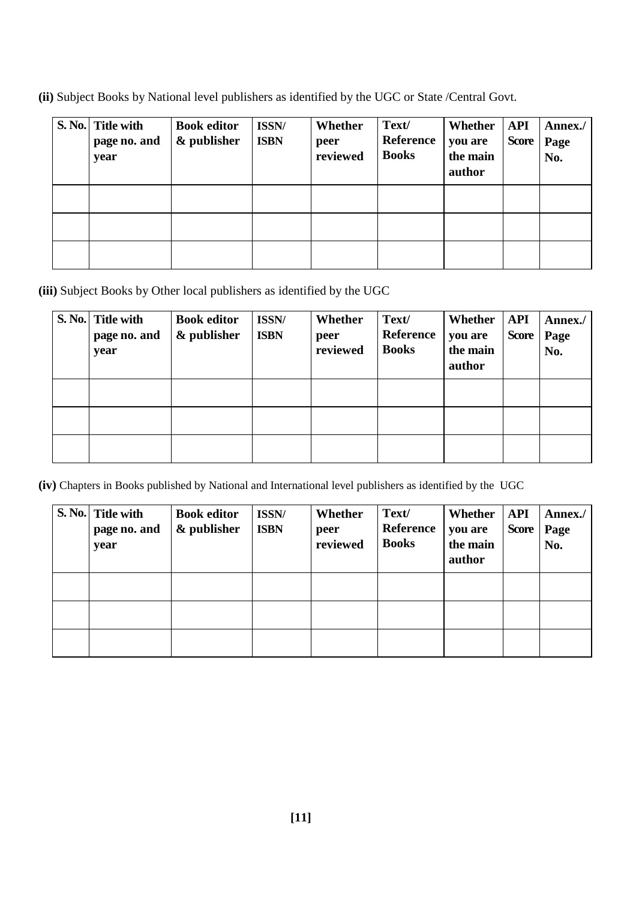**(ii)** Subject Books by National level publishers as identified by the UGC or State /Central Govt.

| S. No. | Title with page no. and year | Book editor & publisher | ISSN/ ISBN | Whether peer reviewed | Text/ Reference Books | Whether you are the main author | API Score | Annex./ Page No. |
|---|---|---|---|---|---|---|---|---|
| | | | | | | | | |
| | | | | | | | | |
| | | | | | | | | |

**(iii)** Subject Books by Other local publishers as identified by the UGC

| S. No. | Title with page no. and year | Book editor & publisher | ISSN/ ISBN | Whether peer reviewed | Text/ Reference Books | Whether you are the main author | API Score | Annex./ Page No. |
|---|---|---|---|---|---|---|---|---|
| | | | | | | | | |
| | | | | | | | | |
| | | | | | | | | |

**(iv)** Chapters in Books published by National and International level publishers as identified by the UGC

| S. No. | Title with page no. and year | Book editor & publisher | ISSN/ ISBN | Whether peer reviewed | Text/ Reference Books | Whether you are the main author | API Score | Annex./ Page No. |
|---|---|---|---|---|---|---|---|---|
| | | | | | | | | |
| | | | | | | | | |
| | | | | | | | | |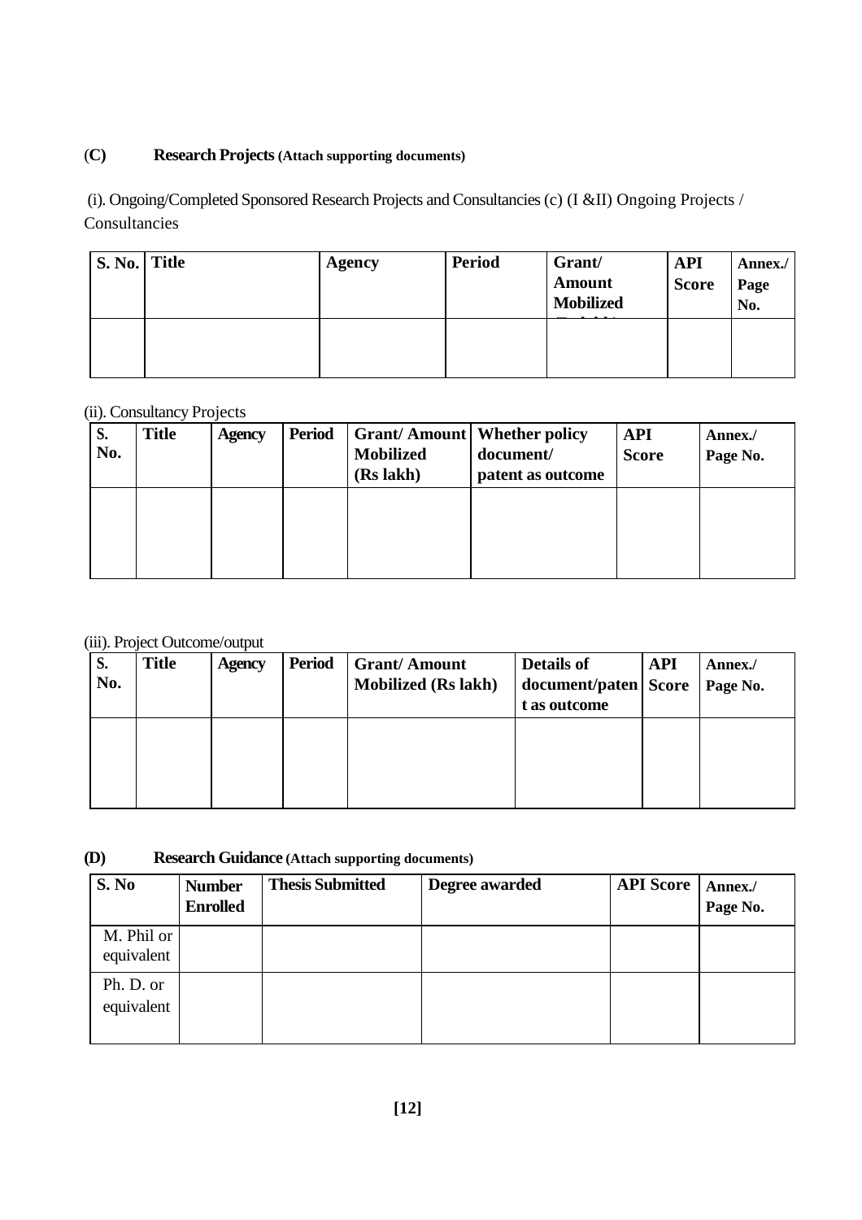**(C) Research Projects** (Attach supporting documents)

(i). Ongoing/Completed Sponsored Research Projects and Consultancies (c) (I &II) Ongoing Projects / Consultancies

| S. No. | Title | Agency | Period | Grant/ Amount Mobilized | API Score | Annex./ Page No. |
|---|---|---|---|---|---|---|
| | | | | | | |

(ii). Consultancy Projects

| S. No. | Title | Agency | Period | Grant/ Amount Mobilized (Rs lakh) | Whether policy document/ patent as outcome | API Score | Annex./ Page No. |
|---|---|---|---|---|---|---|---|
| | | | | | | | |

(iii). Project Outcome/output

| S. No. | Title | Agency | Period | Grant/ Amount Mobilized (Rs lakh) | Details of document/patent as outcome | API Score | Annex./ Page No. |
|---|---|---|---|---|---|---|---|
| | | | | | | | |

**(D) Research Guidance** (Attach supporting documents)

| S. No | Number Enrolled | Thesis Submitted | Degree awarded | API Score | Annex./ Page No. |
|---|---|---|---|---|---|
| M. Phil or equivalent | | | | | |
| Ph. D. or equivalent | | | | | |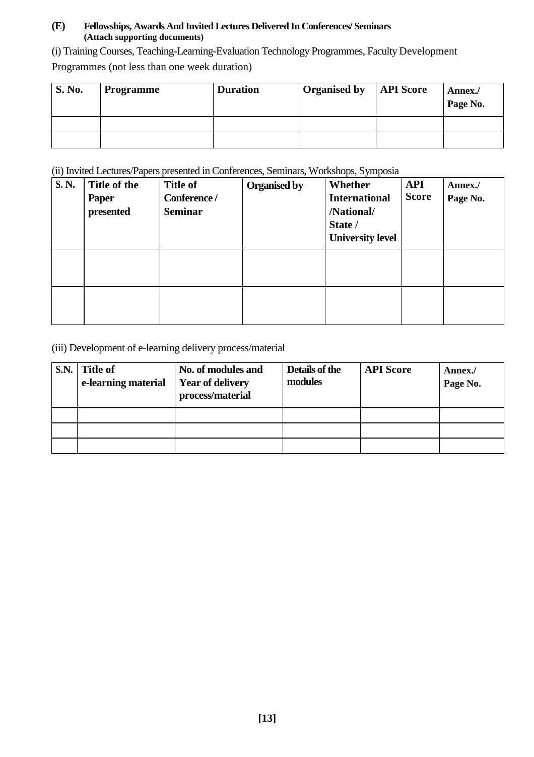**(E) Fellowships, Awards And Invited Lectures Delivered In Conferences/ Seminars**
**(Attach supporting documents)**

(i) Training Courses, Teaching-Learning-Evaluation Technology Programmes, Faculty Development Programmes (not less than one week duration)

| S. No. | Programme | Duration | Organised by | API Score | Annex./ Page No. |
|---|---|---|---|---|---|
| | | | | | |
| | | | | | |

(ii) Invited Lectures/Papers presented in Conferences, Seminars, Workshops, Symposia

| S. N. | Title of the Paper presented | Title of Conference / Seminar | Organised by | Whether International /National/ State / University level | API Score | Annex./ Page No. |
|---|---|---|---|---|---|---|
| | | | | | | |
| | | | | | | |

(iii) Development of e-learning delivery process/material

| S.N. | Title of e-learning material | No. of modules and Year of delivery process/material | Details of the modules | API Score | Annex./ Page No. |
|---|---|---|---|---|---|
| | | | | | |
| | | | | | |
| | | | | | |